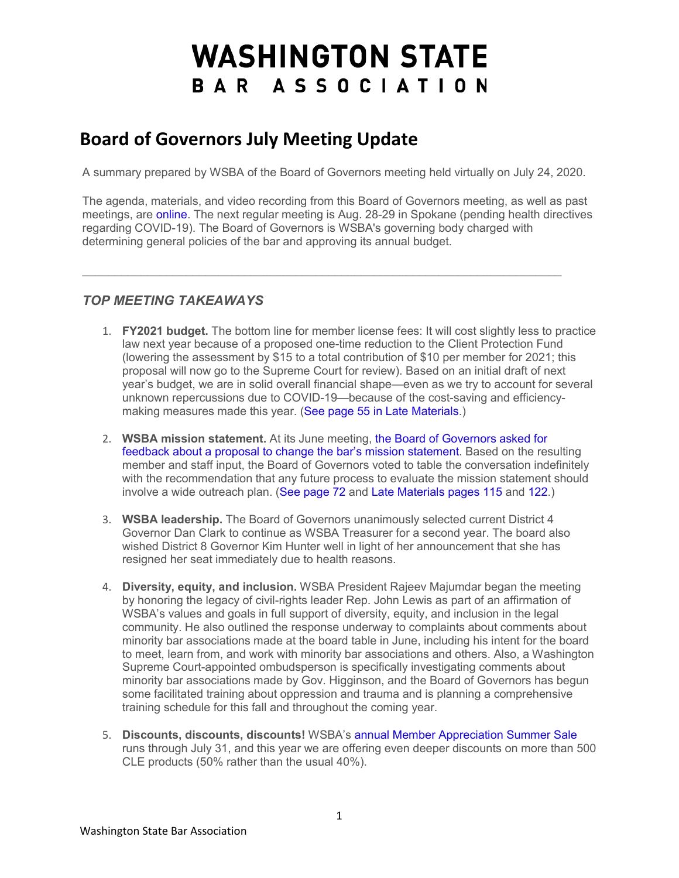# WASHINGTON STATE BAR ASSOCIATION

## Board of Governors July Meeting Update

A summary prepared by WSBA of the Board of Governors meeting held virtually on July 24, 2020.

The agenda, materials, and video recording from this Board of Governors meeting, as well as past meetings, are online. The next regular meeting is Aug. 28-29 in Spokane (pending health directives regarding COVID-19). The Board of Governors is WSBA's governing body charged with determining general policies of the bar and approving its annual budget.

---

### *TOP MEETING TAKEAWAYS*

1. **FY2021 budget.** The bottom line for member license fees: It will cost slightly less to practice law next year because of a proposed one-time reduction to the Client Protection Fund (lowering the assessment by $15 to a total contribution of $10 per member for 2021; this proposal will now go to the Supreme Court for review). Based on an initial draft of next year's budget, we are in solid overall financial shape—even as we try to account for several unknown repercussions due to COVID-19—because of the cost-saving and efficiency-making measures made this year. (See page 55 in Late Materials.)

2. **WSBA mission statement.** At its June meeting, the Board of Governors asked for feedback about a proposal to change the bar's mission statement. Based on the resulting member and staff input, the Board of Governors voted to table the conversation indefinitely with the recommendation that any future process to evaluate the mission statement should involve a wide outreach plan. (See page 72 and Late Materials pages 115 and 122.)

3. **WSBA leadership.** The Board of Governors unanimously selected current District 4 Governor Dan Clark to continue as WSBA Treasurer for a second year. The board also wished District 8 Governor Kim Hunter well in light of her announcement that she has resigned her seat immediately due to health reasons.

4. **Diversity, equity, and inclusion.** WSBA President Rajeev Majumdar began the meeting by honoring the legacy of civil-rights leader Rep. John Lewis as part of an affirmation of WSBA's values and goals in full support of diversity, equity, and inclusion in the legal community. He also outlined the response underway to complaints about comments about minority bar associations made at the board table in June, including his intent for the board to meet, learn from, and work with minority bar associations and others. Also, a Washington Supreme Court-appointed ombudsperson is specifically investigating comments about minority bar associations made by Gov. Higginson, and the Board of Governors has begun some facilitated training about oppression and trauma and is planning a comprehensive training schedule for this fall and throughout the coming year.

5. **Discounts, discounts, discounts!** WSBA's annual Member Appreciation Summer Sale runs through July 31, and this year we are offering even deeper discounts on more than 500 CLE products (50% rather than the usual 40%).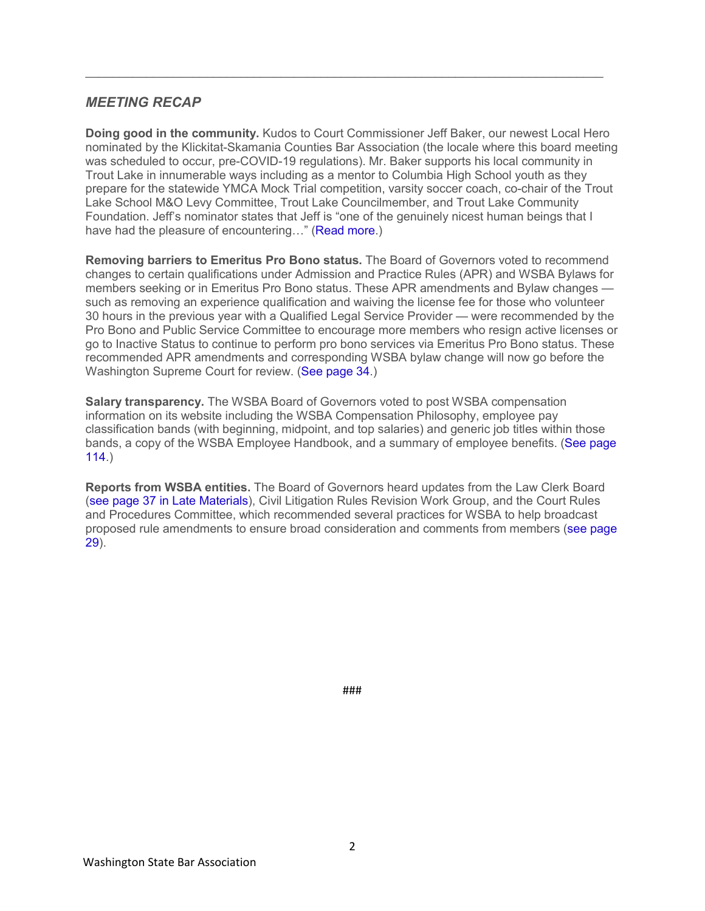---

## *MEETING RECAP*

**Doing good in the community.** Kudos to Court Commissioner Jeff Baker, our newest Local Hero nominated by the Klickitat-Skamania Counties Bar Association (the locale where this board meeting was scheduled to occur, pre-COVID-19 regulations). Mr. Baker supports his local community in Trout Lake in innumerable ways including as a mentor to Columbia High School youth as they prepare for the statewide YMCA Mock Trial competition, varsity soccer coach, co-chair of the Trout Lake School M&O Levy Committee, Trout Lake Councilmember, and Trout Lake Community Foundation. Jeff's nominator states that Jeff is "one of the genuinely nicest human beings that I have had the pleasure of encountering…" (Read more.)

**Removing barriers to Emeritus Pro Bono status.** The Board of Governors voted to recommend changes to certain qualifications under Admission and Practice Rules (APR) and WSBA Bylaws for members seeking or in Emeritus Pro Bono status. These APR amendments and Bylaw changes — such as removing an experience qualification and waiving the license fee for those who volunteer 30 hours in the previous year with a Qualified Legal Service Provider — were recommended by the Pro Bono and Public Service Committee to encourage more members who resign active licenses or go to Inactive Status to continue to perform pro bono services via Emeritus Pro Bono status. These recommended APR amendments and corresponding WSBA bylaw change will now go before the Washington Supreme Court for review. (See page 34.)

**Salary transparency.** The WSBA Board of Governors voted to post WSBA compensation information on its website including the WSBA Compensation Philosophy, employee pay classification bands (with beginning, midpoint, and top salaries) and generic job titles within those bands, a copy of the WSBA Employee Handbook, and a summary of employee benefits. (See page 114.)

**Reports from WSBA entities.** The Board of Governors heard updates from the Law Clerk Board (see page 37 in Late Materials), Civil Litigation Rules Revision Work Group, and the Court Rules and Procedures Committee, which recommended several practices for WSBA to help broadcast proposed rule amendments to ensure broad consideration and comments from members (see page 29).

###